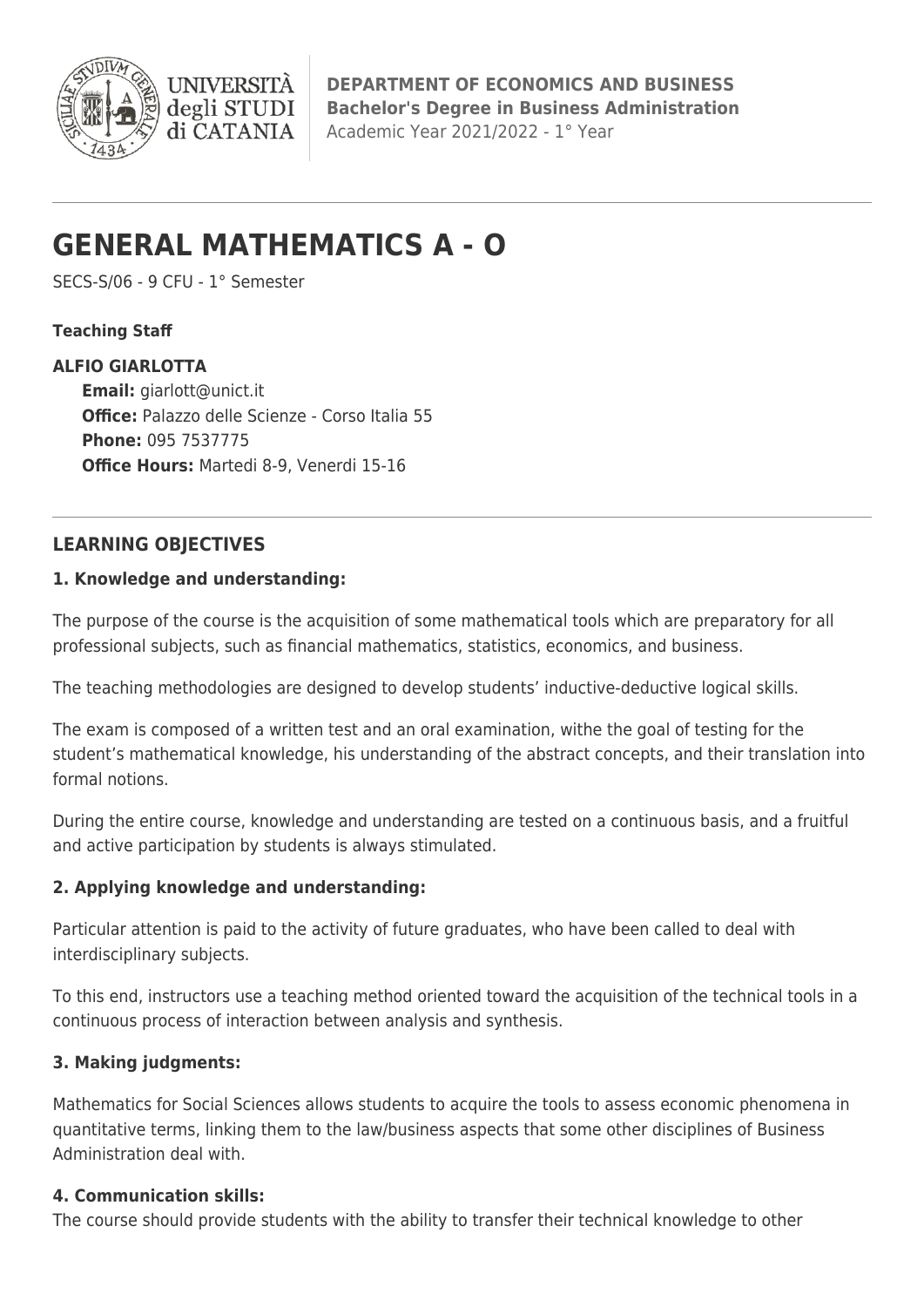UNIVERSITÀ degli STUDI di CATANIA

**DEPARTMENT OF ECONOMICS AND BUSINESS**
**Bachelor's Degree in Business Administration**
Academic Year 2021/2022 - 1° Year

# GENERAL MATHEMATICS A - O

SECS-S/06 - 9 CFU - 1° Semester

**Teaching Staff**

**ALFIO GIARLOTTA**
**Email:** giarlott@unict.it
**Office:** Palazzo delle Scienze - Corso Italia 55
**Phone:** 095 7537775
**Office Hours:** Martedi 8-9, Venerdi 15-16

## LEARNING OBJECTIVES

### 1. Knowledge and understanding:

The purpose of the course is the acquisition of some mathematical tools which are preparatory for all professional subjects, such as financial mathematics, statistics, economics, and business.

The teaching methodologies are designed to develop students' inductive-deductive logical skills.

The exam is composed of a written test and an oral examination, withe the goal of testing for the student's mathematical knowledge, his understanding of the abstract concepts, and their translation into formal notions.

During the entire course, knowledge and understanding are tested on a continuous basis, and a fruitful and active participation by students is always stimulated.

### 2. Applying knowledge and understanding:

Particular attention is paid to the activity of future graduates, who have been called to deal with interdisciplinary subjects.

To this end, instructors use a teaching method oriented toward the acquisition of the technical tools in a continuous process of interaction between analysis and synthesis.

### 3. Making judgments:

Mathematics for Social Sciences allows students to acquire the tools to assess economic phenomena in quantitative terms, linking them to the law/business aspects that some other disciplines of Business Administration deal with.

### 4. Communication skills:

The course should provide students with the ability to transfer their technical knowledge to other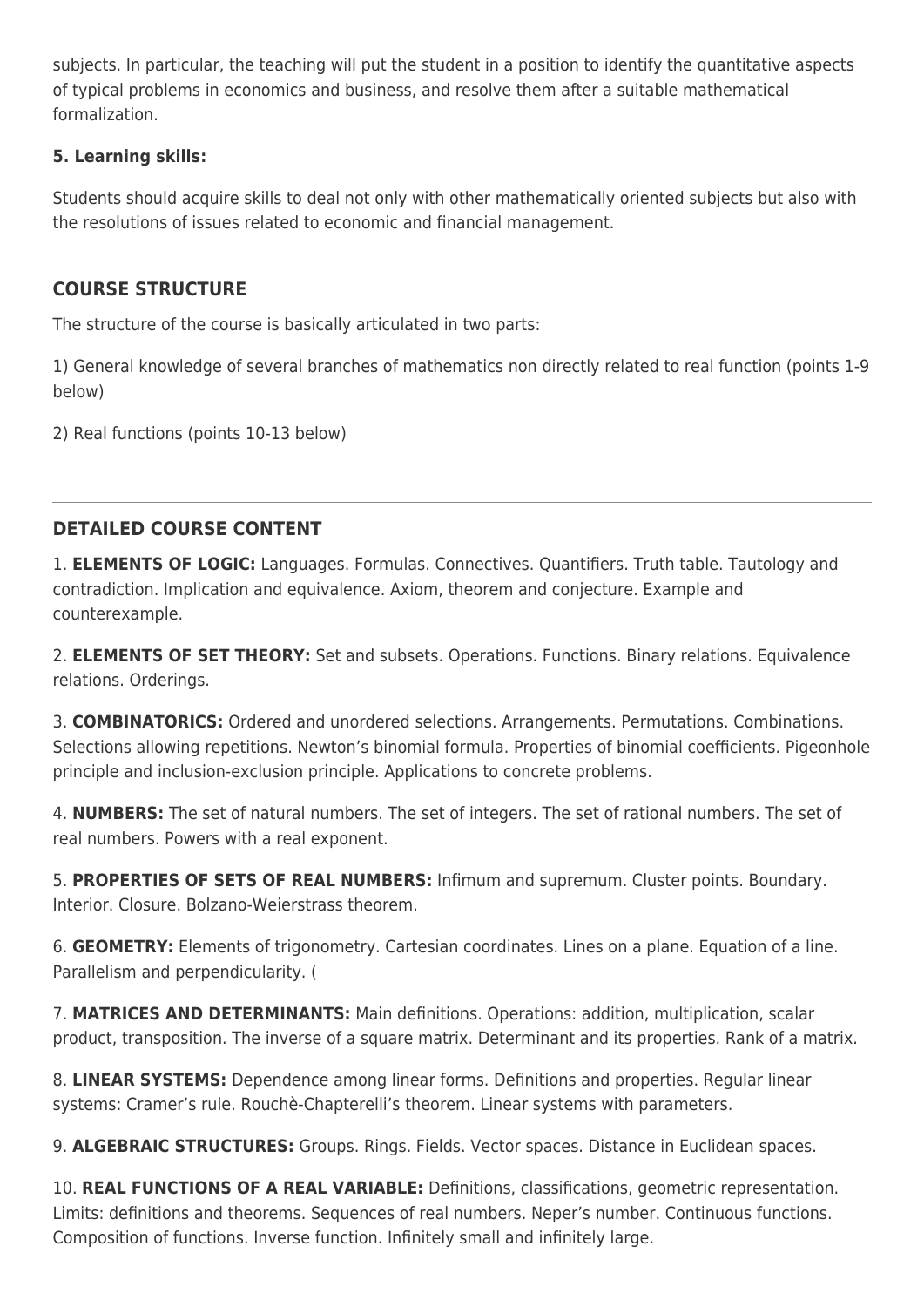subjects. In particular, the teaching will put the student in a position to identify the quantitative aspects of typical problems in economics and business, and resolve them after a suitable mathematical formalization.

**5. Learning skills:**

Students should acquire skills to deal not only with other mathematically oriented subjects but also with the resolutions of issues related to economic and financial management.

## COURSE STRUCTURE

The structure of the course is basically articulated in two parts:

1) General knowledge of several branches of mathematics non directly related to real function (points 1-9 below)

2) Real functions (points 10-13 below)

---

## DETAILED COURSE CONTENT

1. **ELEMENTS OF LOGIC:** Languages. Formulas. Connectives. Quantifiers. Truth table. Tautology and contradiction. Implication and equivalence. Axiom, theorem and conjecture. Example and counterexample.

2. **ELEMENTS OF SET THEORY:** Set and subsets. Operations. Functions. Binary relations. Equivalence relations. Orderings.

3. **COMBINATORICS:** Ordered and unordered selections. Arrangements. Permutations. Combinations. Selections allowing repetitions. Newton's binomial formula. Properties of binomial coefficients. Pigeonhole principle and inclusion-exclusion principle. Applications to concrete problems.

4. **NUMBERS:** The set of natural numbers. The set of integers. The set of rational numbers. The set of real numbers. Powers with a real exponent.

5. **PROPERTIES OF SETS OF REAL NUMBERS:** Infimum and supremum. Cluster points. Boundary. Interior. Closure. Bolzano-Weierstrass theorem.

6. **GEOMETRY:** Elements of trigonometry. Cartesian coordinates. Lines on a plane. Equation of a line. Parallelism and perpendicularity. (

7. **MATRICES AND DETERMINANTS:** Main definitions. Operations: addition, multiplication, scalar product, transposition. The inverse of a square matrix. Determinant and its properties. Rank of a matrix.

8. **LINEAR SYSTEMS:** Dependence among linear forms. Definitions and properties. Regular linear systems: Cramer's rule. Rouchè-Chapterelli's theorem. Linear systems with parameters.

9. **ALGEBRAIC STRUCTURES:** Groups. Rings. Fields. Vector spaces. Distance in Euclidean spaces.

10. **REAL FUNCTIONS OF A REAL VARIABLE:** Definitions, classifications, geometric representation. Limits: definitions and theorems. Sequences of real numbers. Neper's number. Continuous functions. Composition of functions. Inverse function. Infinitely small and infinitely large.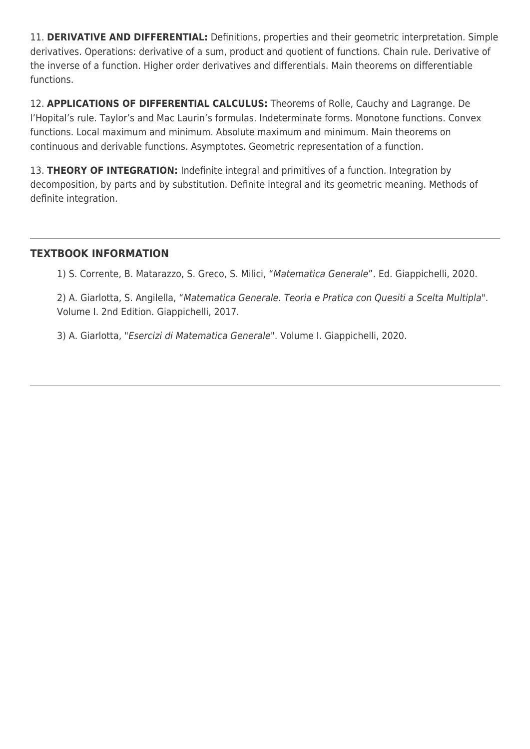11. **DERIVATIVE AND DIFFERENTIAL:** Definitions, properties and their geometric interpretation. Simple derivatives. Operations: derivative of a sum, product and quotient of functions. Chain rule. Derivative of the inverse of a function. Higher order derivatives and differentials. Main theorems on differentiable functions.

12. **APPLICATIONS OF DIFFERENTIAL CALCULUS:** Theorems of Rolle, Cauchy and Lagrange. De l'Hopital's rule. Taylor's and Mac Laurin's formulas. Indeterminate forms. Monotone functions. Convex functions. Local maximum and minimum. Absolute maximum and minimum. Main theorems on continuous and derivable functions. Asymptotes. Geometric representation of a function.

13. **THEORY OF INTEGRATION:** Indefinite integral and primitives of a function. Integration by decomposition, by parts and by substitution. Definite integral and its geometric meaning. Methods of definite integration.

---

## TEXTBOOK INFORMATION

1) S. Corrente, B. Matarazzo, S. Greco, S. Milici, "*Matematica Generale*". Ed. Giappichelli, 2020.

2) A. Giarlotta, S. Angilella, "*Matematica Generale. Teoria e Pratica con Quesiti a Scelta Multipla*". Volume I. 2nd Edition. Giappichelli, 2017.

3) A. Giarlotta, "*Esercizi di Matematica Generale*". Volume I. Giappichelli, 2020.

---